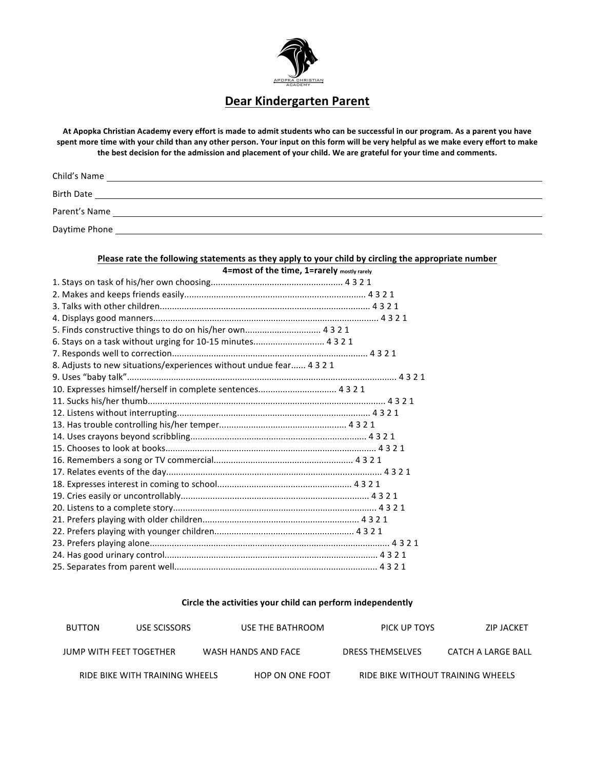APOPKA CHRISTIAN ACADEMY

# Dear Kindergarten Parent

**At Apopka Christian Academy every effort is made to admit students who can be successful in our program. As a parent you have spent more time with your child than any other person. Your input on this form will be very helpful as we make every effort to make the best decision for the admission and placement of your child. We are grateful for your time and comments.**

Child's Name ______________________________

Birth Date ______________________________

Parent's Name ______________________________

Daytime Phone ______________________________

**Please rate the following statements as they apply to your child by circling the appropriate number**

**4=most of the time, 1=rarely** mostly rarely

1. Stays on task of his/her own choosing...................................................... 4 3 2 1
2. Makes and keeps friends easily......................................................................... 4 3 2 1
3. Talks with other children..................................................................................... 4 3 2 1
4. Displays good manners........................................................................................... 4 3 2 1
5. Finds constructive things to do on his/her own.............................. 4 3 2 1
6. Stays on a task without urging for 10-15 minutes............................ 4 3 2 1
7. Responds well to correction.............................................................................. 4 3 2 1
8. Adjusts to new situations/experiences without undue fear...... 4 3 2 1
9. Uses "baby talk"............................................................................................................ 4 3 2 1
10. Expresses himself/herself in complete sentences................................ 4 3 2 1
11. Sucks his/her thumb............................................................................................... 4 3 2 1
12. Listens without interrupting.............................................................................. 4 3 2 1
13. Has trouble controlling his/her temper................................................... 4 3 2 1
14. Uses crayons beyond scribbling....................................................................... 4 3 2 1
15. Chooses to look at books...................................................................................... 4 3 2 1
16. Remembers a song or TV commercial....................................................... 4 3 2 1
17. Relates events of the day..................................................................................... 4 3 2 1
18. Expresses interest in coming to school...................................................... 4 3 2 1
19. Cries easily or uncontrollably............................................................................ 4 3 2 1
20. Listens to a complete story.................................................................................. 4 3 2 1
21. Prefers playing with older children............................................................... 4 3 2 1
22. Prefers playing with younger children........................................................ 4 3 2 1
23. Prefers playing alone................................................................................................ 4 3 2 1
24. Has good urinary control...................................................................................... 4 3 2 1
25. Separates from parent well.................................................................................. 4 3 2 1

**Circle the activities your child can perform independently**

BUTTON    USE SCISSORS    USE THE BATHROOM    PICK UP TOYS    ZIP JACKET

JUMP WITH FEET TOGETHER    WASH HANDS AND FACE    DRESS THEMSELVES    CATCH A LARGE BALL

RIDE BIKE WITH TRAINING WHEELS    HOP ON ONE FOOT    RIDE BIKE WITHOUT TRAINING WHEELS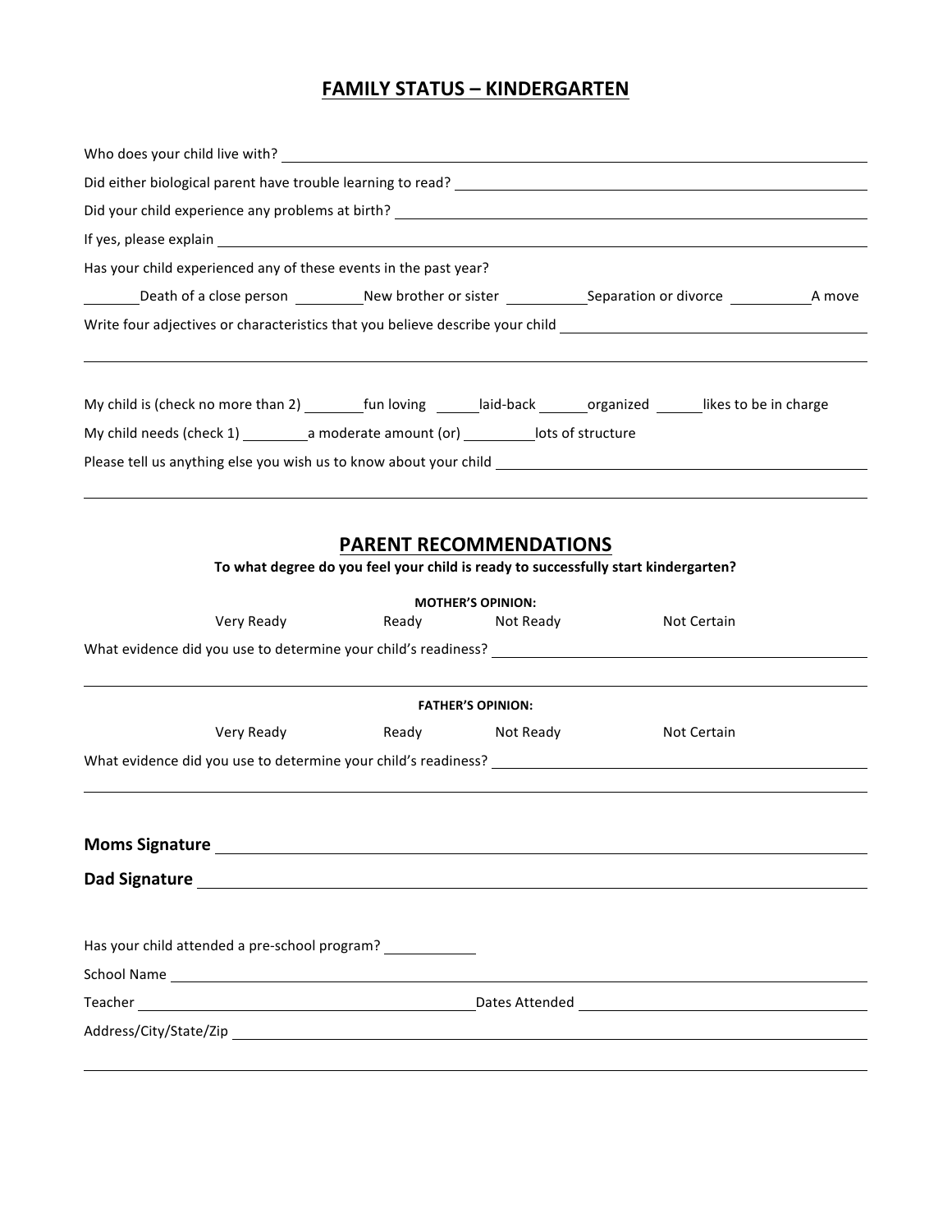# FAMILY STATUS – KINDERGARTEN

Who does your child live with? ______________________________________________

Did either biological parent have trouble learning to read? ______________________________

Did your child experience any problems at birth? ______________________________________

If yes, please explain ______________________________________________________

Has your child experienced any of these events in the past year?

_______Death of a close person _________New brother or sister __________Separation or divorce __________A move

Write four adjectives or characteristics that you believe describe your child ____________________

______________________________________________________________________

My child is (check no more than 2) ________fun loving _____laid-back ______organized ______likes to be in charge

My child needs (check 1) _________a moderate amount (or) _________lots of structure

Please tell us anything else you wish us to know about your child _________________________

______________________________________________________________________

## PARENT RECOMMENDATIONS

**To what degree do you feel your child is ready to successfully start kindergarten?**

**MOTHER'S OPINION:**

Very Ready      Ready      Not Ready      Not Certain

What evidence did you use to determine your child's readiness? ___________________________

______________________________________________________________________

**FATHER'S OPINION:**

Very Ready      Ready      Not Ready      Not Certain

What evidence did you use to determine your child's readiness? ___________________________

______________________________________________________________________

**Moms Signature** ___________________________________________________

**Dad Signature** ____________________________________________________

Has your child attended a pre-school program? __________

School Name ______________________________________________________

Teacher ______________________________ Dates Attended ______________________

Address/City/State/Zip _________________________________________________

______________________________________________________________________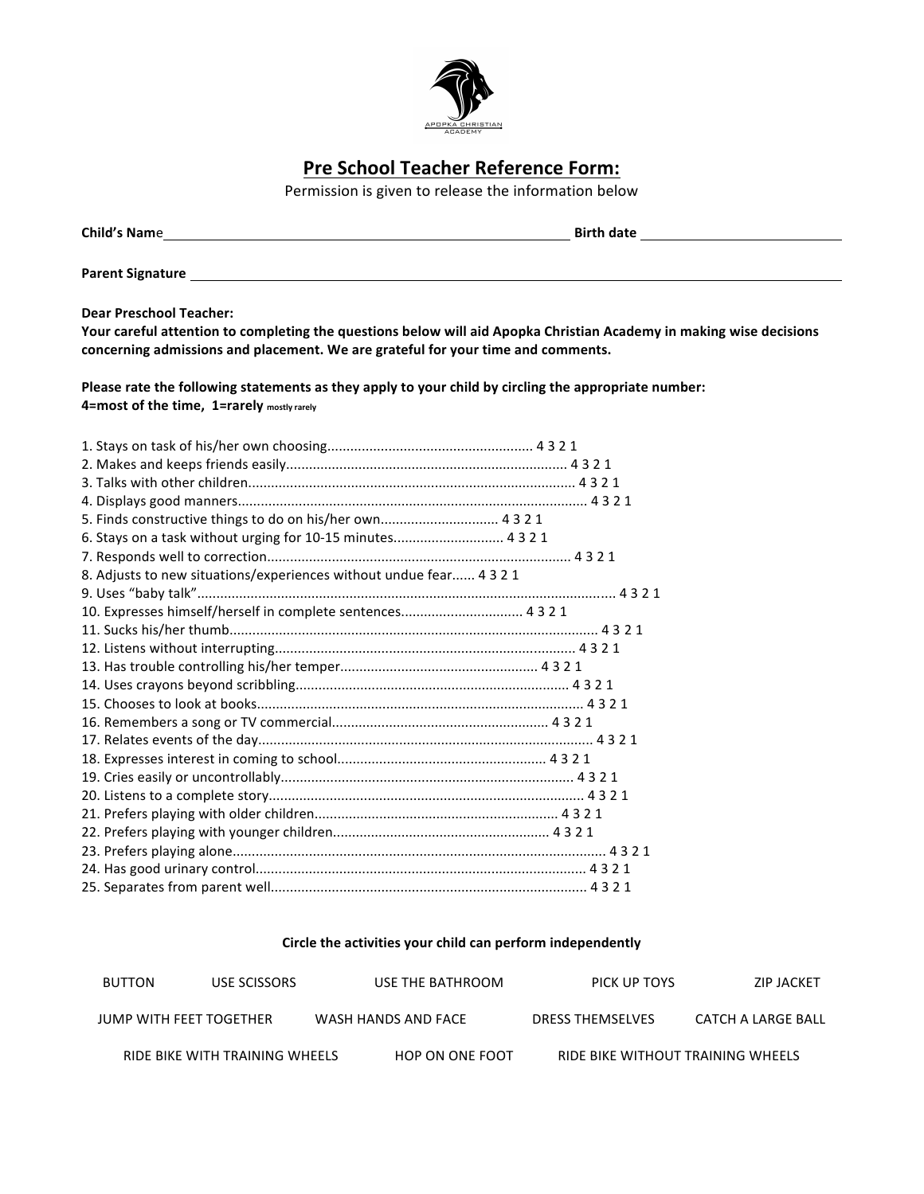APOPKA CHRISTIAN ACADEMY

# Pre School Teacher Reference Form:

Permission is given to release the information below

**Child's Name** ______________________________ **Birth date** ______________________

**Parent Signature** ______________________________________________

**Dear Preschool Teacher:**
**Your careful attention to completing the questions below will aid Apopka Christian Academy in making wise decisions concerning admissions and placement. We are grateful for your time and comments.**

**Please rate the following statements as they apply to your child by circling the appropriate number:**
**4=most of the time, 1=rarely** **mostly rarely**

1. Stays on task of his/her own choosing..................................................... 4 3 2 1
2. Makes and keeps friends easily......................................................................... 4 3 2 1
3. Talks with other children..................................................................................... 4 3 2 1
4. Displays good manners.......................................................................................... 4 3 2 1
5. Finds constructive things to do on his/her own.............................. 4 3 2 1
6. Stays on a task without urging for 10-15 minutes............................ 4 3 2 1
7. Responds well to correction.............................................................................. 4 3 2 1
8. Adjusts to new situations/experiences without undue fear...... 4 3 2 1
9. Uses "baby talk"............................................................................................................ 4 3 2 1
10. Expresses himself/herself in complete sentences................................ 4 3 2 1
11. Sucks his/her thumb................................................................................................ 4 3 2 1
12. Listens without interrupting.............................................................................. 4 3 2 1
13. Has trouble controlling his/her temper................................................... 4 3 2 1
14. Uses crayons beyond scribbling....................................................................... 4 3 2 1
15. Chooses to look at books..................................................................................... 4 3 2 1
16. Remembers a song or TV commercial........................................................ 4 3 2 1
17. Relates events of the day....................................................................................... 4 3 2 1
18. Expresses interest in coming to school...................................................... 4 3 2 1
19. Cries easily or uncontrollably............................................................................ 4 3 2 1
20. Listens to a complete story.................................................................................. 4 3 2 1
21. Prefers playing with older children............................................................... 4 3 2 1
22. Prefers playing with younger children........................................................ 4 3 2 1
23. Prefers playing alone................................................................................................ 4 3 2 1
24. Has good urinary control..................................................................................... 4 3 2 1
25. Separates from parent well.................................................................................. 4 3 2 1

**Circle the activities your child can perform independently**

BUTTON    USE SCISSORS    USE THE BATHROOM    PICK UP TOYS    ZIP JACKET

JUMP WITH FEET TOGETHER    WASH HANDS AND FACE    DRESS THEMSELVES    CATCH A LARGE BALL

RIDE BIKE WITH TRAINING WHEELS    HOP ON ONE FOOT    RIDE BIKE WITHOUT TRAINING WHEELS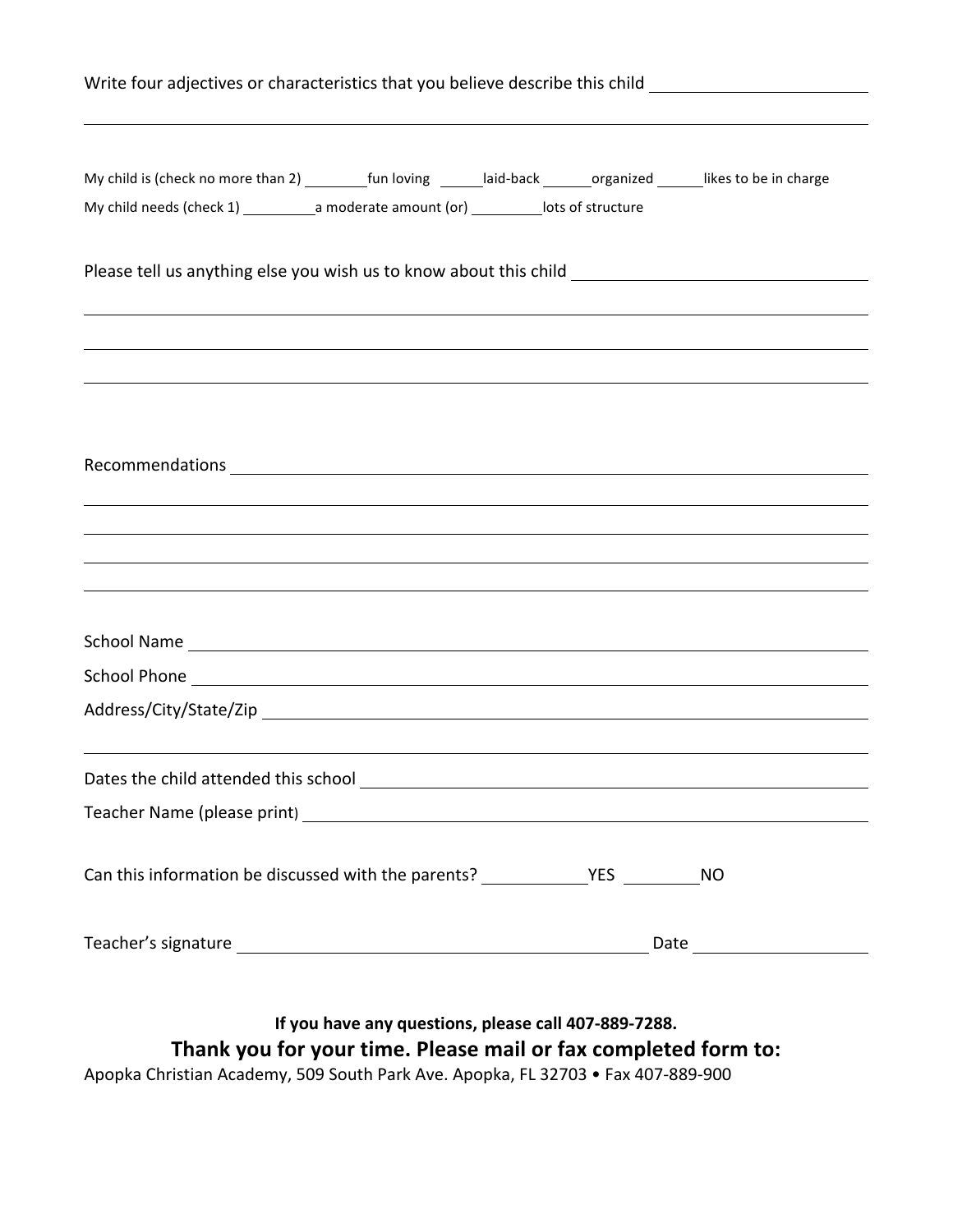Write four adjectives or characteristics that you believe describe this child ______________________

_____________________________________________________________________________

My child is (check no more than 2) ________fun loving ______laid-back ______organized ______likes to be in charge

My child needs (check 1) __________a moderate amount (or) __________lots of structure

Please tell us anything else you wish us to know about this child ______________________________

_____________________________________________________________________________

_____________________________________________________________________________

_____________________________________________________________________________

Recommendations ____________________________________________________________

_____________________________________________________________________________

_____________________________________________________________________________

_____________________________________________________________________________

_____________________________________________________________________________

School Name _________________________________________________________________

School Phone ________________________________________________________________

Address/City/State/Zip ________________________________________________________

_____________________________________________________________________________

Dates the child attended this school ______________________________________________

Teacher Name (please print) ___________________________________________________

Can this information be discussed with the parents? ____________YES _________NO

Teacher's signature ______________________________________ Date __________________

**If you have any questions, please call 407-889-7288.**

**Thank you for your time. Please mail or fax completed form to:**

Apopka Christian Academy, 509 South Park Ave. Apopka, FL 32703 • Fax 407-889-900